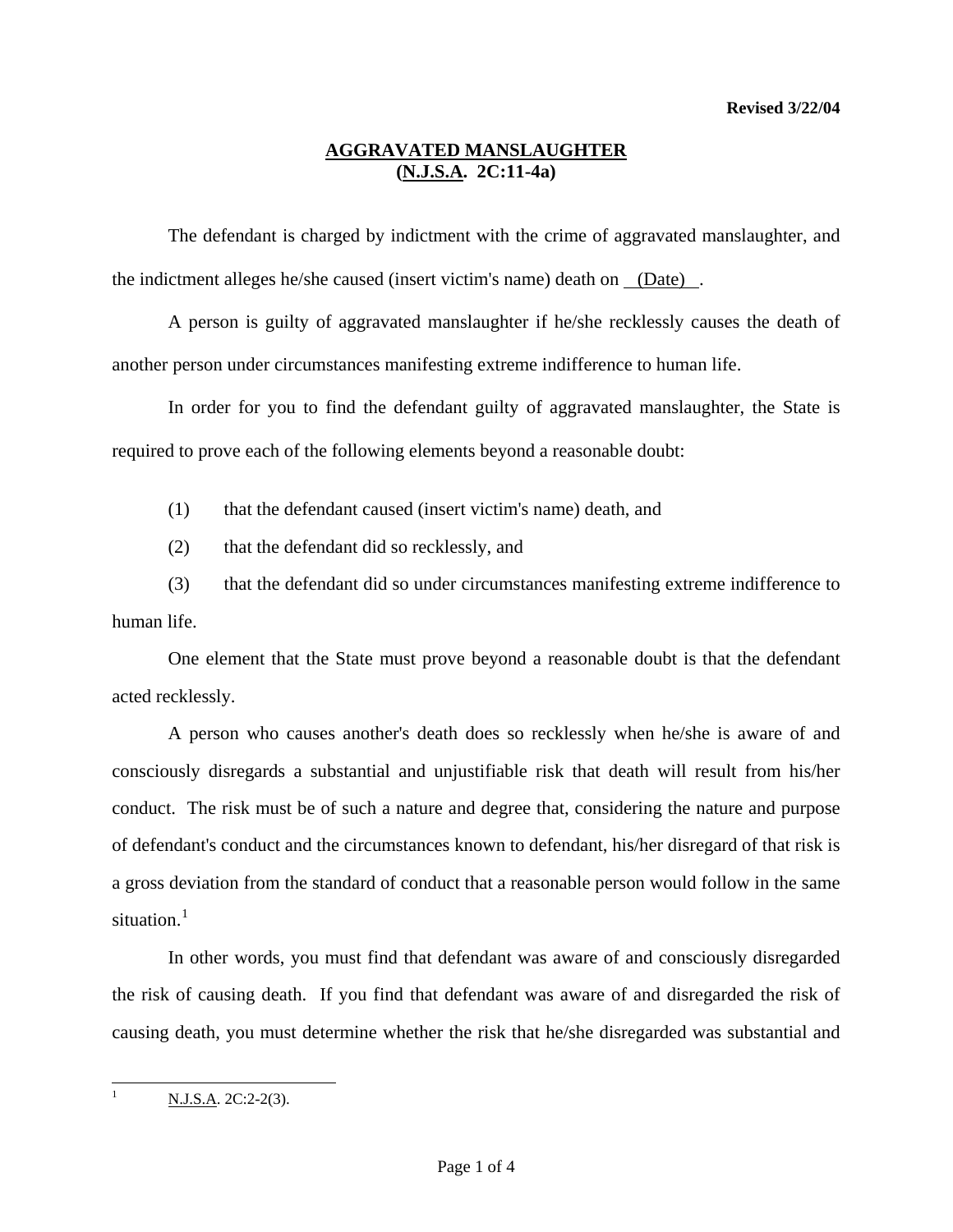Revised 3/22/04

# AGGRAVATED MANSLAUGHTER
## (N.J.S.A. 2C:11-4a)

The defendant is charged by indictment with the crime of aggravated manslaughter, and the indictment alleges he/she caused (insert victim's name) death on (Date) .

A person is guilty of aggravated manslaughter if he/she recklessly causes the death of another person under circumstances manifesting extreme indifference to human life.

In order for you to find the defendant guilty of aggravated manslaughter, the State is required to prove each of the following elements beyond a reasonable doubt:

(1) that the defendant caused (insert victim's name) death, and

(2) that the defendant did so recklessly, and

(3) that the defendant did so under circumstances manifesting extreme indifference to human life.

One element that the State must prove beyond a reasonable doubt is that the defendant acted recklessly.

A person who causes another's death does so recklessly when he/she is aware of and consciously disregards a substantial and unjustifiable risk that death will result from his/her conduct. The risk must be of such a nature and degree that, considering the nature and purpose of defendant's conduct and the circumstances known to defendant, his/her disregard of that risk is a gross deviation from the standard of conduct that a reasonable person would follow in the same situation.[1]

In other words, you must find that defendant was aware of and consciously disregarded the risk of causing death. If you find that defendant was aware of and disregarded the risk of causing death, you must determine whether the risk that he/she disregarded was substantial and

[1] N.J.S.A. 2C:2-2(3).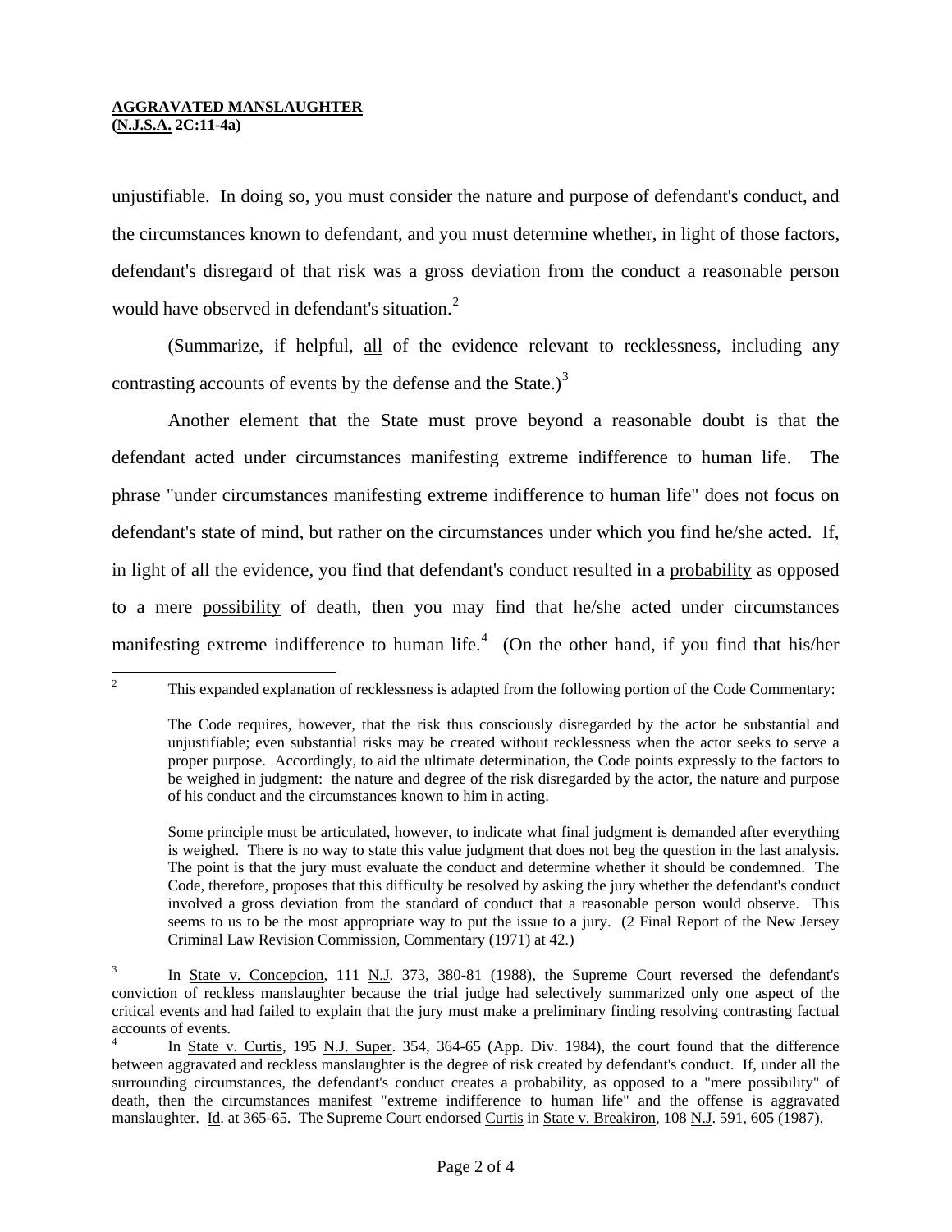unjustifiable. In doing so, you must consider the nature and purpose of defendant's conduct, and the circumstances known to defendant, and you must determine whether, in light of those factors, defendant's disregard of that risk was a gross deviation from the conduct a reasonable person would have observed in defendant's situation.[2]

(Summarize, if helpful, all of the evidence relevant to recklessness, including any contrasting accounts of events by the defense and the State.)[3]

Another element that the State must prove beyond a reasonable doubt is that the defendant acted under circumstances manifesting extreme indifference to human life. The phrase "under circumstances manifesting extreme indifference to human life" does not focus on defendant's state of mind, but rather on the circumstances under which you find he/she acted. If, in light of all the evidence, you find that defendant's conduct resulted in a probability as opposed to a mere possibility of death, then you may find that he/she acted under circumstances manifesting extreme indifference to human life.[4] (On the other hand, if you find that his/her

---

[2] This expanded explanation of recklessness is adapted from the following portion of the Code Commentary:

> The Code requires, however, that the risk thus consciously disregarded by the actor be substantial and unjustifiable; even substantial risks may be created without recklessness when the actor seeks to serve a proper purpose. Accordingly, to aid the ultimate determination, the Code points expressly to the factors to be weighed in judgment: the nature and degree of the risk disregarded by the actor, the nature and purpose of his conduct and the circumstances known to him in acting.
>
> Some principle must be articulated, however, to indicate what final judgment is demanded after everything is weighed. There is no way to state this value judgment that does not beg the question in the last analysis. The point is that the jury must evaluate the conduct and determine whether it should be condemned. The Code, therefore, proposes that this difficulty be resolved by asking the jury whether the defendant's conduct involved a gross deviation from the standard of conduct that a reasonable person would observe. This seems to us to be the most appropriate way to put the issue to a jury. (2 Final Report of the New Jersey Criminal Law Revision Commission, Commentary (1971) at 42.)

[3] In State v. Concepcion, 111 N.J. 373, 380-81 (1988), the Supreme Court reversed the defendant's conviction of reckless manslaughter because the trial judge had selectively summarized only one aspect of the critical events and had failed to explain that the jury must make a preliminary finding resolving contrasting factual accounts of events.

[4] In State v. Curtis, 195 N.J. Super. 354, 364-65 (App. Div. 1984), the court found that the difference between aggravated and reckless manslaughter is the degree of risk created by defendant's conduct. If, under all the surrounding circumstances, the defendant's conduct creates a probability, as opposed to a "mere possibility" of death, then the circumstances manifest "extreme indifference to human life" and the offense is aggravated manslaughter. Id. at 365-65. The Supreme Court endorsed Curtis in State v. Breakiron, 108 N.J. 591, 605 (1987).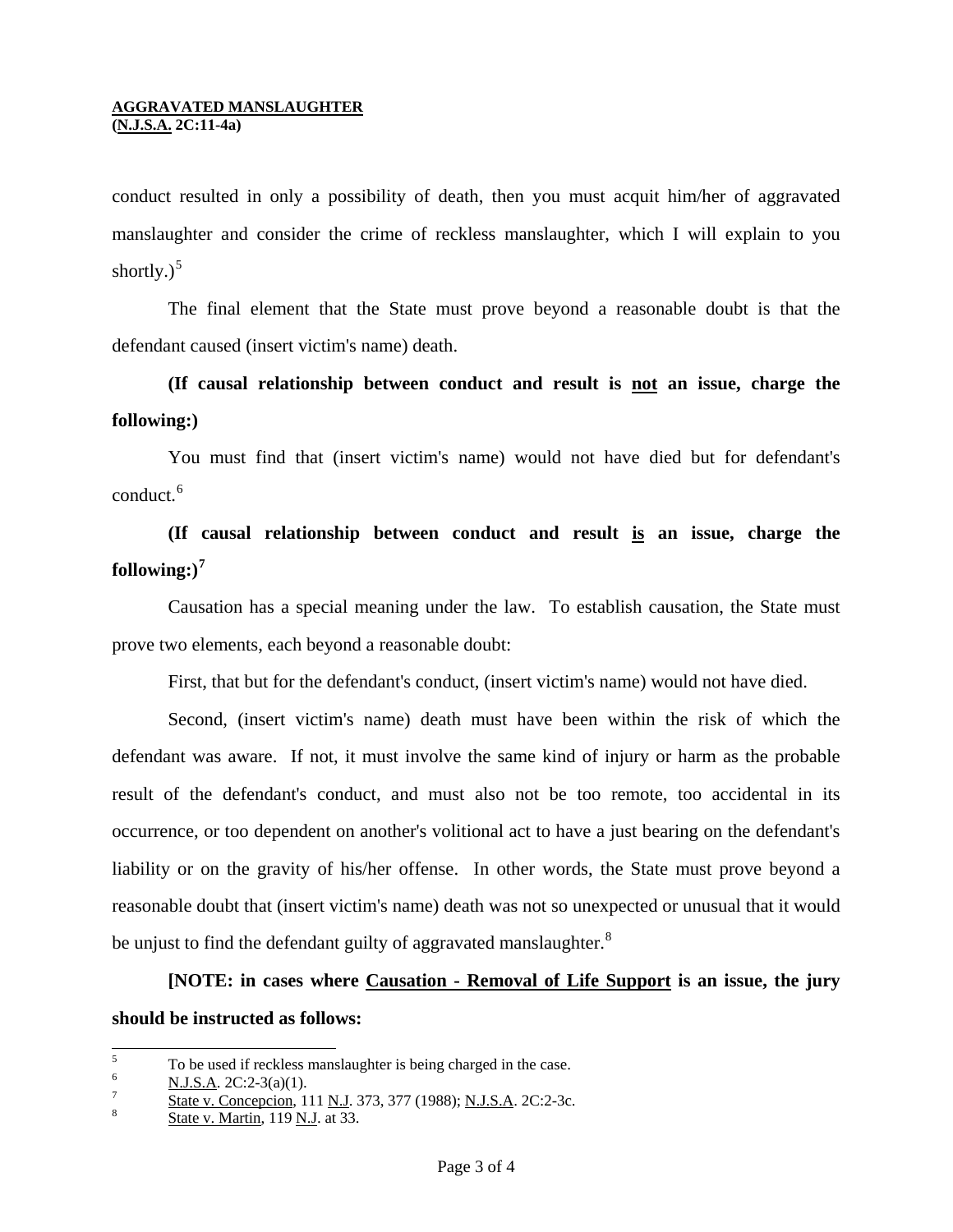conduct resulted in only a possibility of death, then you must acquit him/her of aggravated manslaughter and consider the crime of reckless manslaughter, which I will explain to you shortly.)[5]

The final element that the State must prove beyond a reasonable doubt is that the defendant caused (insert victim's name) death.

**(If causal relationship between conduct and result is <u>not</u> an issue, charge the following:)**

You must find that (insert victim's name) would not have died but for defendant's conduct.[6]

**(If causal relationship between conduct and result <u>is</u> an issue, charge the following:)[7]**

Causation has a special meaning under the law. To establish causation, the State must prove two elements, each beyond a reasonable doubt:

First, that but for the defendant's conduct, (insert victim's name) would not have died.

Second, (insert victim's name) death must have been within the risk of which the defendant was aware. If not, it must involve the same kind of injury or harm as the probable result of the defendant's conduct, and must also not be too remote, too accidental in its occurrence, or too dependent on another's volitional act to have a just bearing on the defendant's liability or on the gravity of his/her offense. In other words, the State must prove beyond a reasonable doubt that (insert victim's name) death was not so unexpected or unusual that it would be unjust to find the defendant guilty of aggravated manslaughter.[8]

**[NOTE: in cases where <u>Causation - Removal of Life Support</u> is an issue, the jury should be instructed as follows:**

---

[5] To be used if reckless manslaughter is being charged in the case.

[6] <u>N.J.S.A</u>. 2C:2-3(a)(1).

[7] <u>State v. Concepcion</u>, 111 <u>N.J</u>. 373, 377 (1988); <u>N.J.S.A</u>. 2C:2-3c.

[8] <u>State v. Martin</u>, 119 <u>N.J</u>. at 33.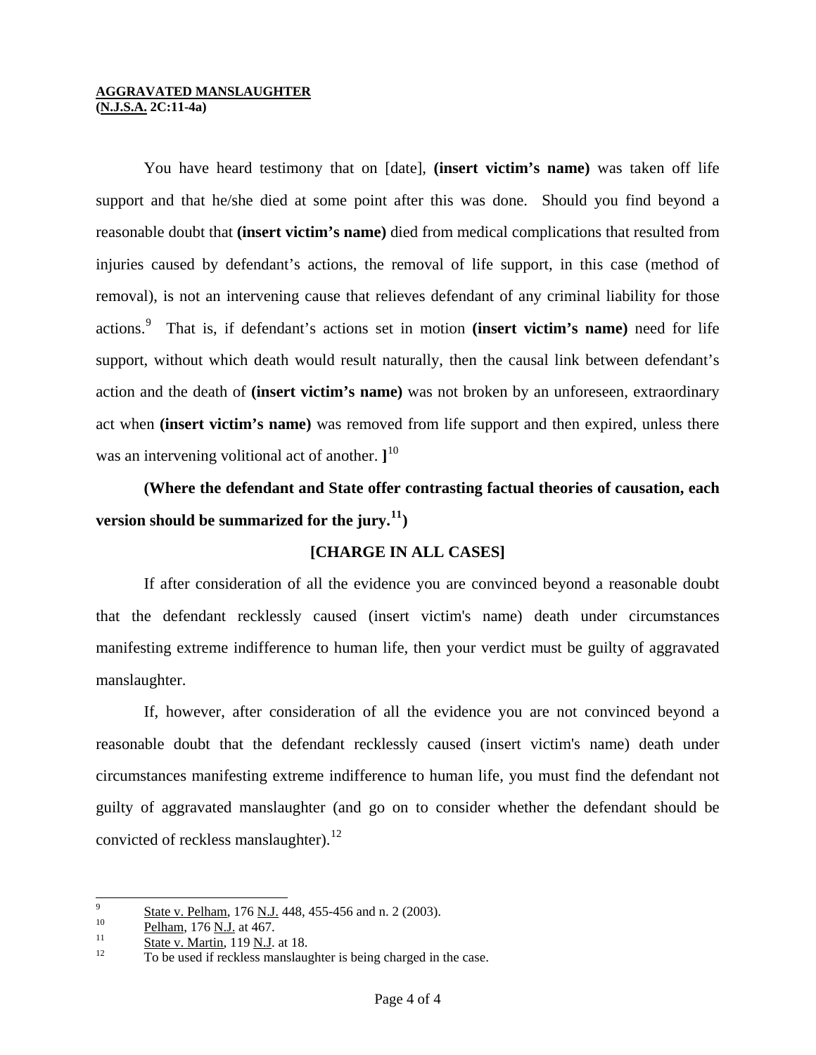**AGGRAVATED MANSLAUGHTER**
**(N.J.S.A. 2C:11-4a)**

You have heard testimony that on [date], **(insert victim's name)** was taken off life support and that he/she died at some point after this was done. Should you find beyond a reasonable doubt that **(insert victim's name)** died from medical complications that resulted from injuries caused by defendant's actions, the removal of life support, in this case (method of removal), is not an intervening cause that relieves defendant of any criminal liability for those actions.[9] That is, if defendant's actions set in motion **(insert victim's name)** need for life support, without which death would result naturally, then the causal link between defendant's action and the death of **(insert victim's name)** was not broken by an unforeseen, extraordinary act when **(insert victim's name)** was removed from life support and then expired, unless there was an intervening volitional act of another. **]**[10]

**(Where the defendant and State offer contrasting factual theories of causation, each version should be summarized for the jury.[11])**

**[CHARGE IN ALL CASES]**

If after consideration of all the evidence you are convinced beyond a reasonable doubt that the defendant recklessly caused (insert victim's name) death under circumstances manifesting extreme indifference to human life, then your verdict must be guilty of aggravated manslaughter.

If, however, after consideration of all the evidence you are not convinced beyond a reasonable doubt that the defendant recklessly caused (insert victim's name) death under circumstances manifesting extreme indifference to human life, you must find the defendant not guilty of aggravated manslaughter (and go on to consider whether the defendant should be convicted of reckless manslaughter).[12]

---

[9] State v. Pelham, 176 N.J. 448, 455-456 and n. 2 (2003).

[10] Pelham, 176 N.J. at 467.

[11] State v. Martin, 119 N.J. at 18.

[12] To be used if reckless manslaughter is being charged in the case.